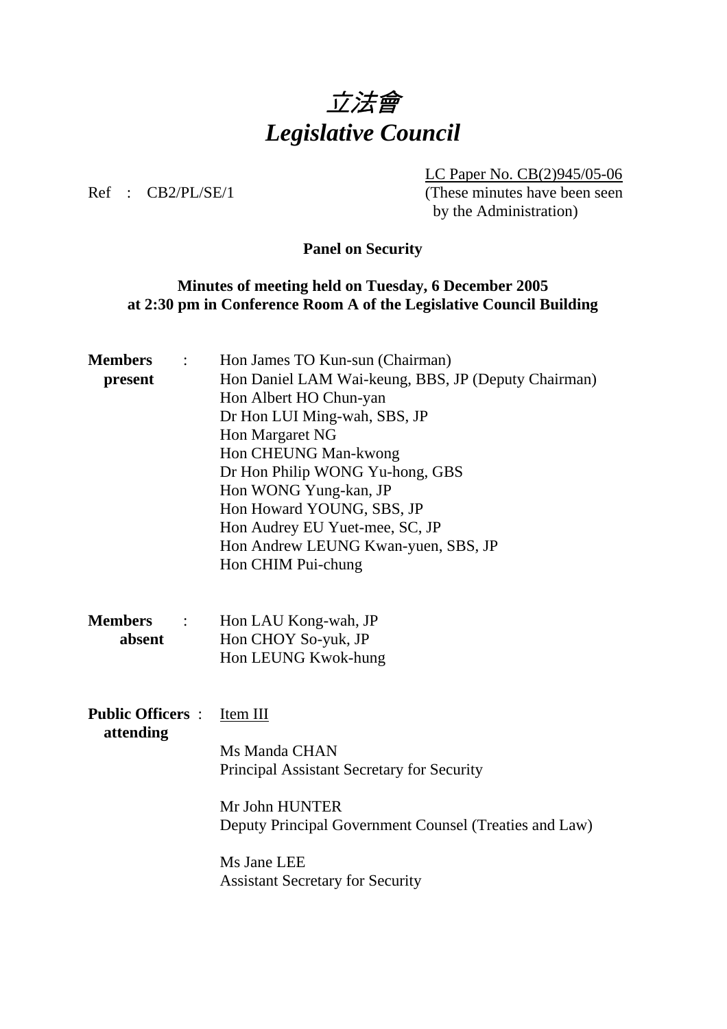# *立法會*
# *Legislative Council*

LC Paper No. CB(2)945/05-06
(These minutes have been seen by the Administration)

Ref : CB2/PL/SE/1

**Panel on Security**

**Minutes of meeting held on Tuesday, 6 December 2005 at 2:30 pm in Conference Room A of the Legislative Council Building**

**Members present** :
Hon James TO Kun-sun (Chairman)
Hon Daniel LAM Wai-keung, BBS, JP (Deputy Chairman)
Hon Albert HO Chun-yan
Dr Hon LUI Ming-wah, SBS, JP
Hon Margaret NG
Hon CHEUNG Man-kwong
Dr Hon Philip WONG Yu-hong, GBS
Hon WONG Yung-kan, JP
Hon Howard YOUNG, SBS, JP
Hon Audrey EU Yuet-mee, SC, JP
Hon Andrew LEUNG Kwan-yuen, SBS, JP
Hon CHIM Pui-chung

**Members absent** :
Hon LAU Kong-wah, JP
Hon CHOY So-yuk, JP
Hon LEUNG Kwok-hung

**Public Officers attending** :
Item III

Ms Manda CHAN
Principal Assistant Secretary for Security

Mr John HUNTER
Deputy Principal Government Counsel (Treaties and Law)

Ms Jane LEE
Assistant Secretary for Security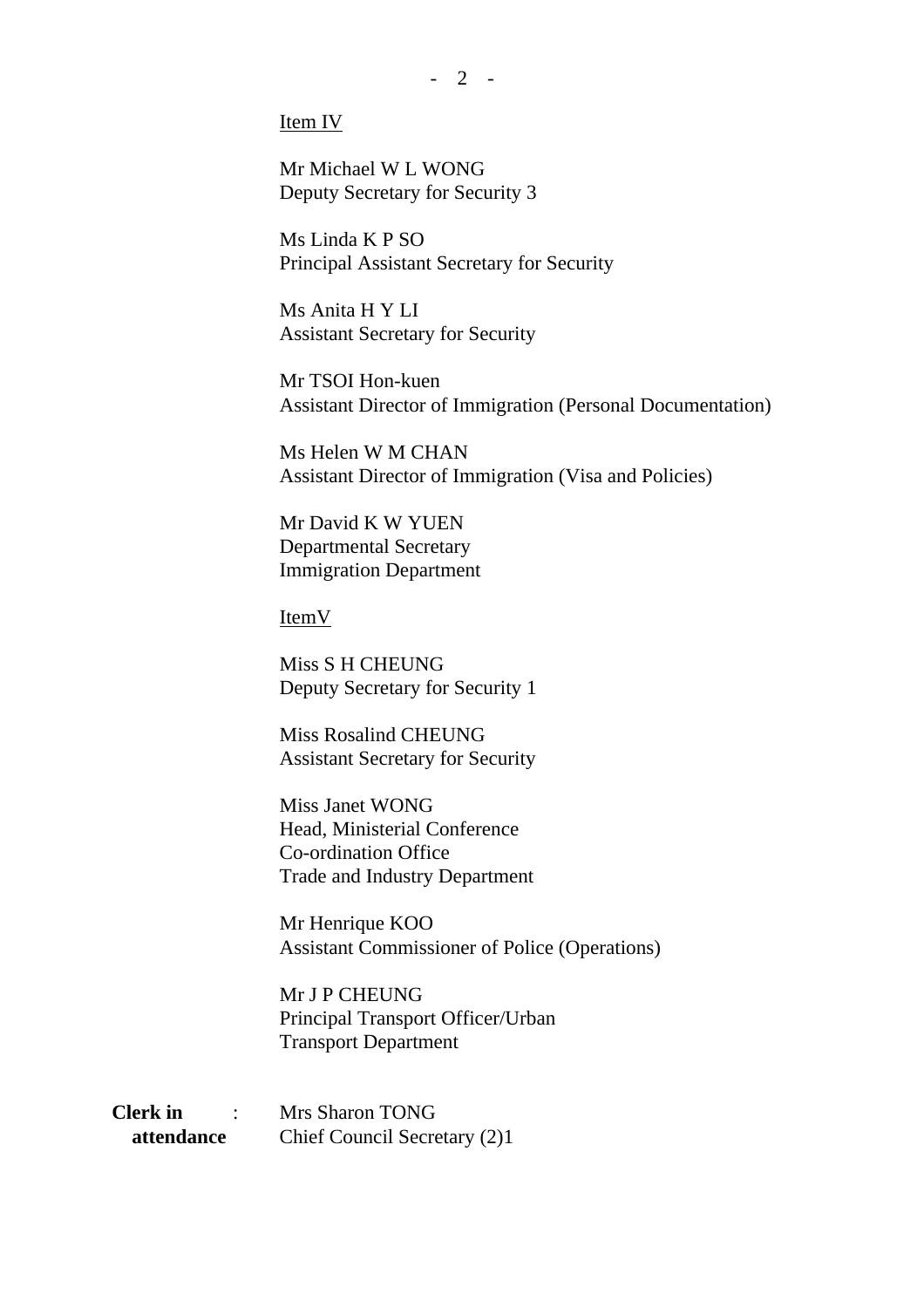Item IV

Mr Michael W L WONG
Deputy Secretary for Security 3

Ms Linda K P SO
Principal Assistant Secretary for Security

Ms Anita H Y LI
Assistant Secretary for Security

Mr TSOI Hon-kuen
Assistant Director of Immigration (Personal Documentation)

Ms Helen W M CHAN
Assistant Director of Immigration (Visa and Policies)

Mr David K W YUEN
Departmental Secretary
Immigration Department

ItemV

Miss S H CHEUNG
Deputy Secretary for Security 1

Miss Rosalind CHEUNG
Assistant Secretary for Security

Miss Janet WONG
Head, Ministerial Conference
Co-ordination Office
Trade and Industry Department

Mr Henrique KOO
Assistant Commissioner of Police (Operations)

Mr J P CHEUNG
Principal Transport Officer/Urban
Transport Department

**Clerk in attendance** : Mrs Sharon TONG
Chief Council Secretary (2)1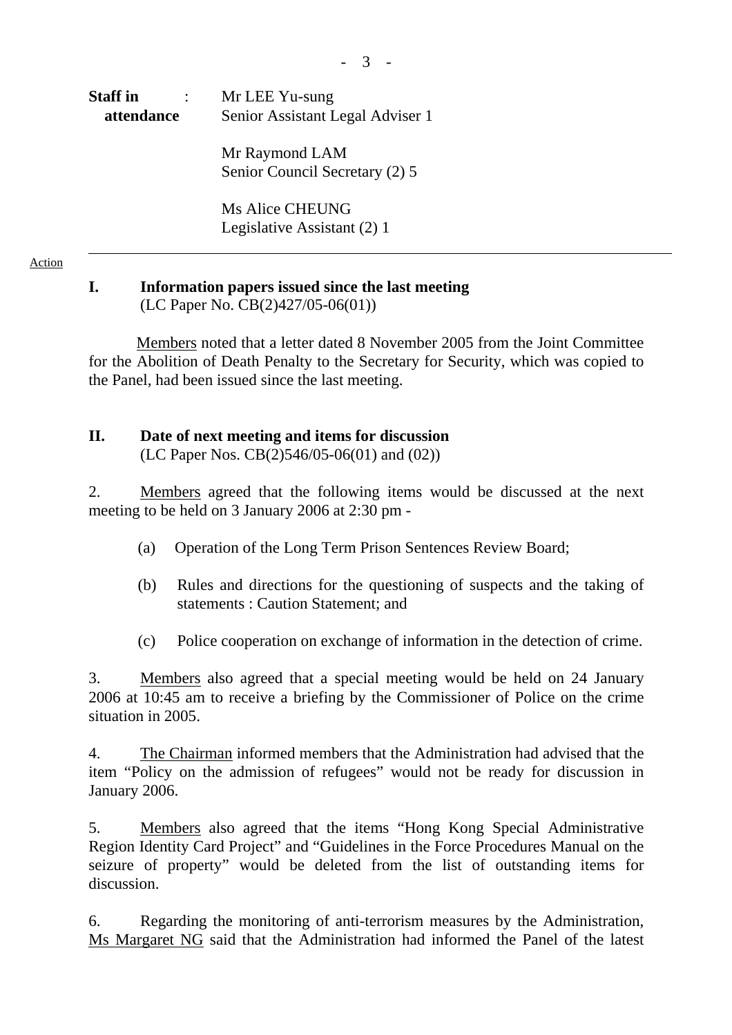**Staff in attendance** : Mr LEE Yu-sung
Senior Assistant Legal Adviser 1

Mr Raymond LAM
Senior Council Secretary (2) 5

Ms Alice CHEUNG
Legislative Assistant (2) 1

---

Action

**I. Information papers issued since the last meeting**
(LC Paper No. CB(2)427/05-06(01))

Members noted that a letter dated 8 November 2005 from the Joint Committee for the Abolition of Death Penalty to the Secretary for Security, which was copied to the Panel, had been issued since the last meeting.

**II. Date of next meeting and items for discussion**
(LC Paper Nos. CB(2)546/05-06(01) and (02))

2. Members agreed that the following items would be discussed at the next meeting to be held on 3 January 2006 at 2:30 pm -

(a) Operation of the Long Term Prison Sentences Review Board;

(b) Rules and directions for the questioning of suspects and the taking of statements : Caution Statement; and

(c) Police cooperation on exchange of information in the detection of crime.

3. Members also agreed that a special meeting would be held on 24 January 2006 at 10:45 am to receive a briefing by the Commissioner of Police on the crime situation in 2005.

4. The Chairman informed members that the Administration had advised that the item "Policy on the admission of refugees" would not be ready for discussion in January 2006.

5. Members also agreed that the items "Hong Kong Special Administrative Region Identity Card Project" and "Guidelines in the Force Procedures Manual on the seizure of property" would be deleted from the list of outstanding items for discussion.

6. Regarding the monitoring of anti-terrorism measures by the Administration, Ms Margaret NG said that the Administration had informed the Panel of the latest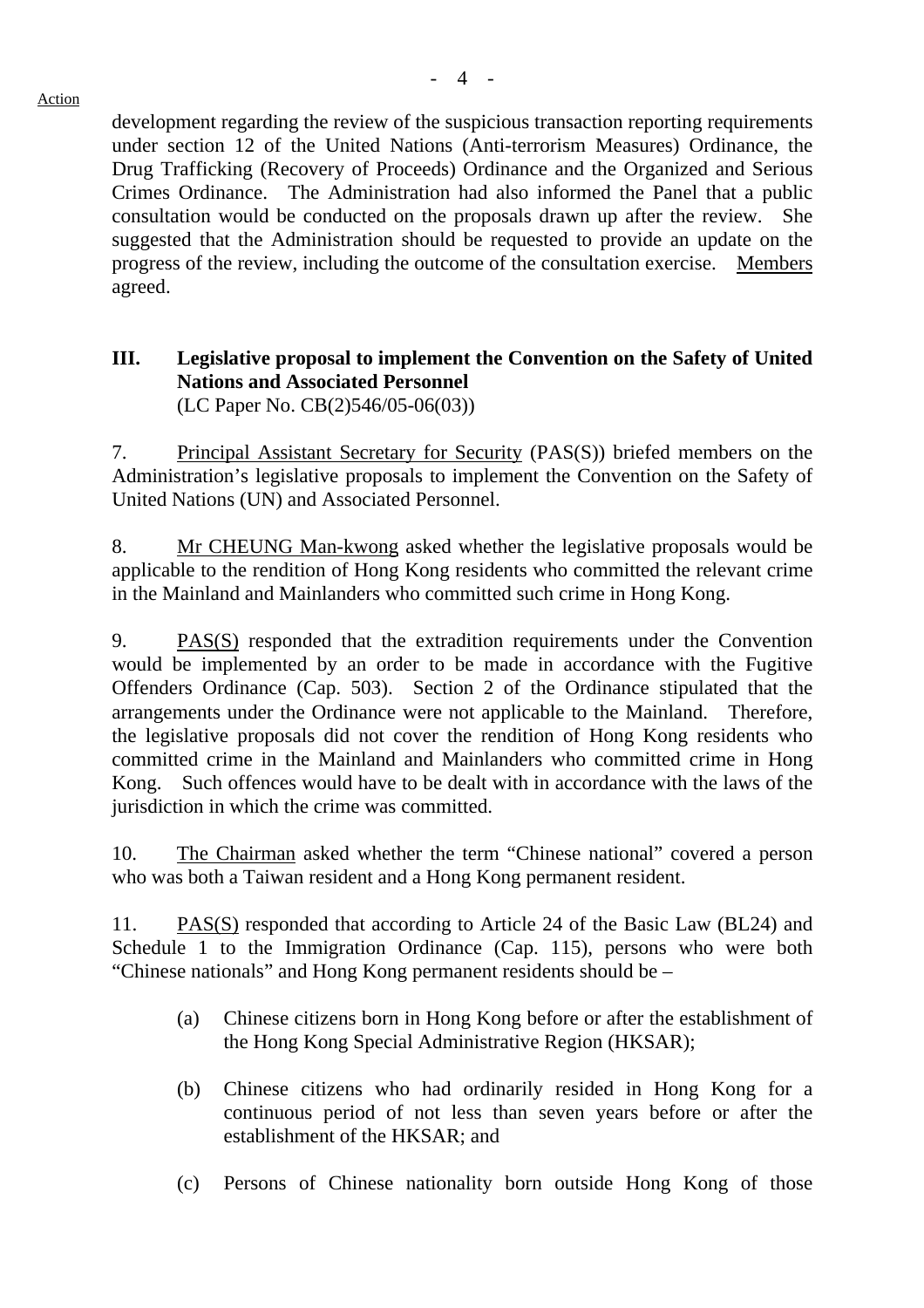development regarding the review of the suspicious transaction reporting requirements under section 12 of the United Nations (Anti-terrorism Measures) Ordinance, the Drug Trafficking (Recovery of Proceeds) Ordinance and the Organized and Serious Crimes Ordinance. The Administration had also informed the Panel that a public consultation would be conducted on the proposals drawn up after the review. She suggested that the Administration should be requested to provide an update on the progress of the review, including the outcome of the consultation exercise. Members agreed.

### III. Legislative proposal to implement the Convention on the Safety of United Nations and Associated Personnel

(LC Paper No. CB(2)546/05-06(03))

7. Principal Assistant Secretary for Security (PAS(S)) briefed members on the Administration's legislative proposals to implement the Convention on the Safety of United Nations (UN) and Associated Personnel.

8. Mr CHEUNG Man-kwong asked whether the legislative proposals would be applicable to the rendition of Hong Kong residents who committed the relevant crime in the Mainland and Mainlanders who committed such crime in Hong Kong.

9. PAS(S) responded that the extradition requirements under the Convention would be implemented by an order to be made in accordance with the Fugitive Offenders Ordinance (Cap. 503). Section 2 of the Ordinance stipulated that the arrangements under the Ordinance were not applicable to the Mainland. Therefore, the legislative proposals did not cover the rendition of Hong Kong residents who committed crime in the Mainland and Mainlanders who committed crime in Hong Kong. Such offences would have to be dealt with in accordance with the laws of the jurisdiction in which the crime was committed.

10. The Chairman asked whether the term "Chinese national" covered a person who was both a Taiwan resident and a Hong Kong permanent resident.

11. PAS(S) responded that according to Article 24 of the Basic Law (BL24) and Schedule 1 to the Immigration Ordinance (Cap. 115), persons who were both "Chinese nationals" and Hong Kong permanent residents should be –

(a) Chinese citizens born in Hong Kong before or after the establishment of the Hong Kong Special Administrative Region (HKSAR);

(b) Chinese citizens who had ordinarily resided in Hong Kong for a continuous period of not less than seven years before or after the establishment of the HKSAR; and

(c) Persons of Chinese nationality born outside Hong Kong of those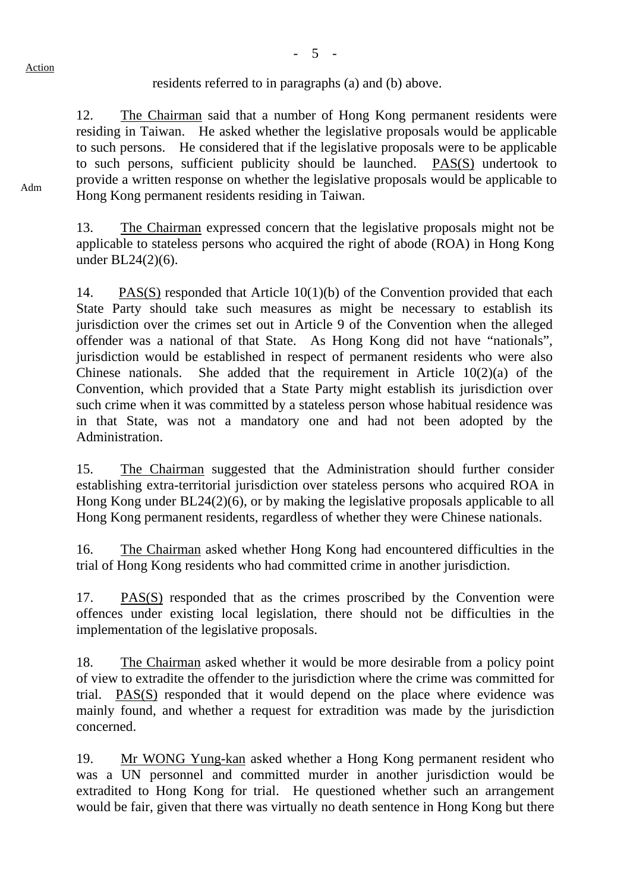Action

residents referred to in paragraphs (a) and (b) above.

12. The Chairman said that a number of Hong Kong permanent residents were residing in Taiwan. He asked whether the legislative proposals would be applicable to such persons. He considered that if the legislative proposals were to be applicable to such persons, sufficient publicity should be launched. PAS(S) undertook to provide a written response on whether the legislative proposals would be applicable to Hong Kong permanent residents residing in Taiwan.

Adm

13. The Chairman expressed concern that the legislative proposals might not be applicable to stateless persons who acquired the right of abode (ROA) in Hong Kong under BL24(2)(6).

14. PAS(S) responded that Article 10(1)(b) of the Convention provided that each State Party should take such measures as might be necessary to establish its jurisdiction over the crimes set out in Article 9 of the Convention when the alleged offender was a national of that State. As Hong Kong did not have "nationals", jurisdiction would be established in respect of permanent residents who were also Chinese nationals. She added that the requirement in Article 10(2)(a) of the Convention, which provided that a State Party might establish its jurisdiction over such crime when it was committed by a stateless person whose habitual residence was in that State, was not a mandatory one and had not been adopted by the Administration.

15. The Chairman suggested that the Administration should further consider establishing extra-territorial jurisdiction over stateless persons who acquired ROA in Hong Kong under BL24(2)(6), or by making the legislative proposals applicable to all Hong Kong permanent residents, regardless of whether they were Chinese nationals.

16. The Chairman asked whether Hong Kong had encountered difficulties in the trial of Hong Kong residents who had committed crime in another jurisdiction.

17. PAS(S) responded that as the crimes proscribed by the Convention were offences under existing local legislation, there should not be difficulties in the implementation of the legislative proposals.

18. The Chairman asked whether it would be more desirable from a policy point of view to extradite the offender to the jurisdiction where the crime was committed for trial. PAS(S) responded that it would depend on the place where evidence was mainly found, and whether a request for extradition was made by the jurisdiction concerned.

19. Mr WONG Yung-kan asked whether a Hong Kong permanent resident who was a UN personnel and committed murder in another jurisdiction would be extradited to Hong Kong for trial. He questioned whether such an arrangement would be fair, given that there was virtually no death sentence in Hong Kong but there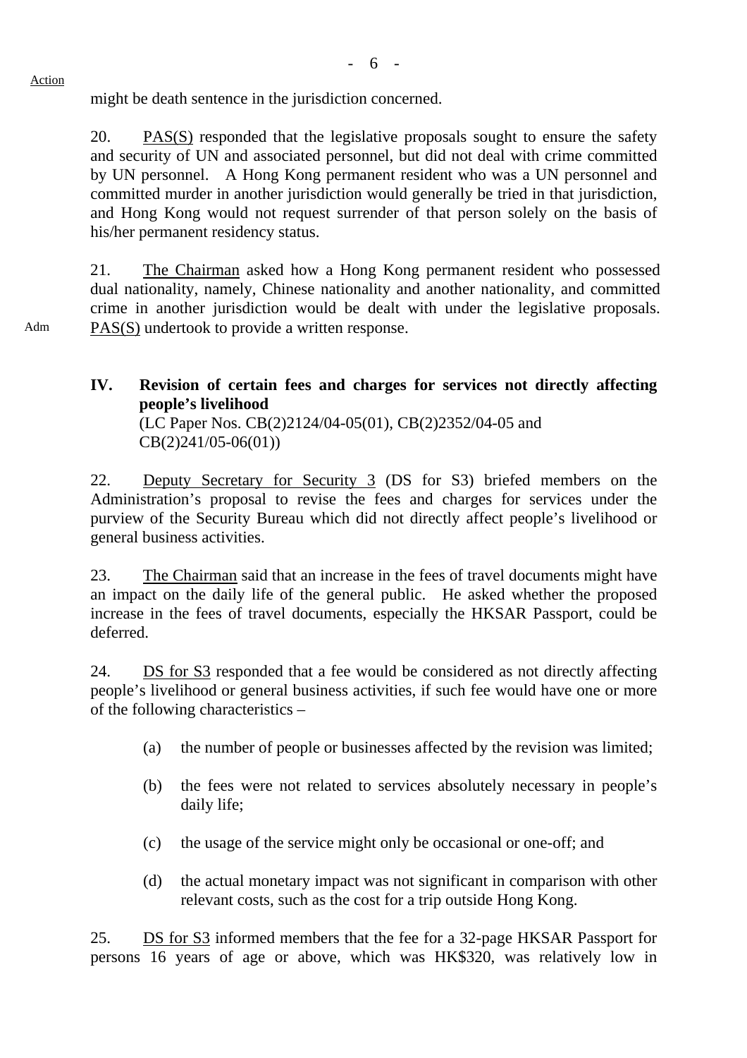Action

might be death sentence in the jurisdiction concerned.

20. PAS(S) responded that the legislative proposals sought to ensure the safety and security of UN and associated personnel, but did not deal with crime committed by UN personnel. A Hong Kong permanent resident who was a UN personnel and committed murder in another jurisdiction would generally be tried in that jurisdiction, and Hong Kong would not request surrender of that person solely on the basis of his/her permanent residency status.

21. The Chairman asked how a Hong Kong permanent resident who possessed dual nationality, namely, Chinese nationality and another nationality, and committed crime in another jurisdiction would be dealt with under the legislative proposals. PAS(S) undertook to provide a written response.

Adm

**IV. Revision of certain fees and charges for services not directly affecting people's livelihood**
(LC Paper Nos. CB(2)2124/04-05(01), CB(2)2352/04-05 and CB(2)241/05-06(01))

22. Deputy Secretary for Security 3 (DS for S3) briefed members on the Administration's proposal to revise the fees and charges for services under the purview of the Security Bureau which did not directly affect people's livelihood or general business activities.

23. The Chairman said that an increase in the fees of travel documents might have an impact on the daily life of the general public. He asked whether the proposed increase in the fees of travel documents, especially the HKSAR Passport, could be deferred.

24. DS for S3 responded that a fee would be considered as not directly affecting people's livelihood or general business activities, if such fee would have one or more of the following characteristics –

(a) the number of people or businesses affected by the revision was limited;

(b) the fees were not related to services absolutely necessary in people's daily life;

(c) the usage of the service might only be occasional or one-off; and

(d) the actual monetary impact was not significant in comparison with other relevant costs, such as the cost for a trip outside Hong Kong.

25. DS for S3 informed members that the fee for a 32-page HKSAR Passport for persons 16 years of age or above, which was HK$320, was relatively low in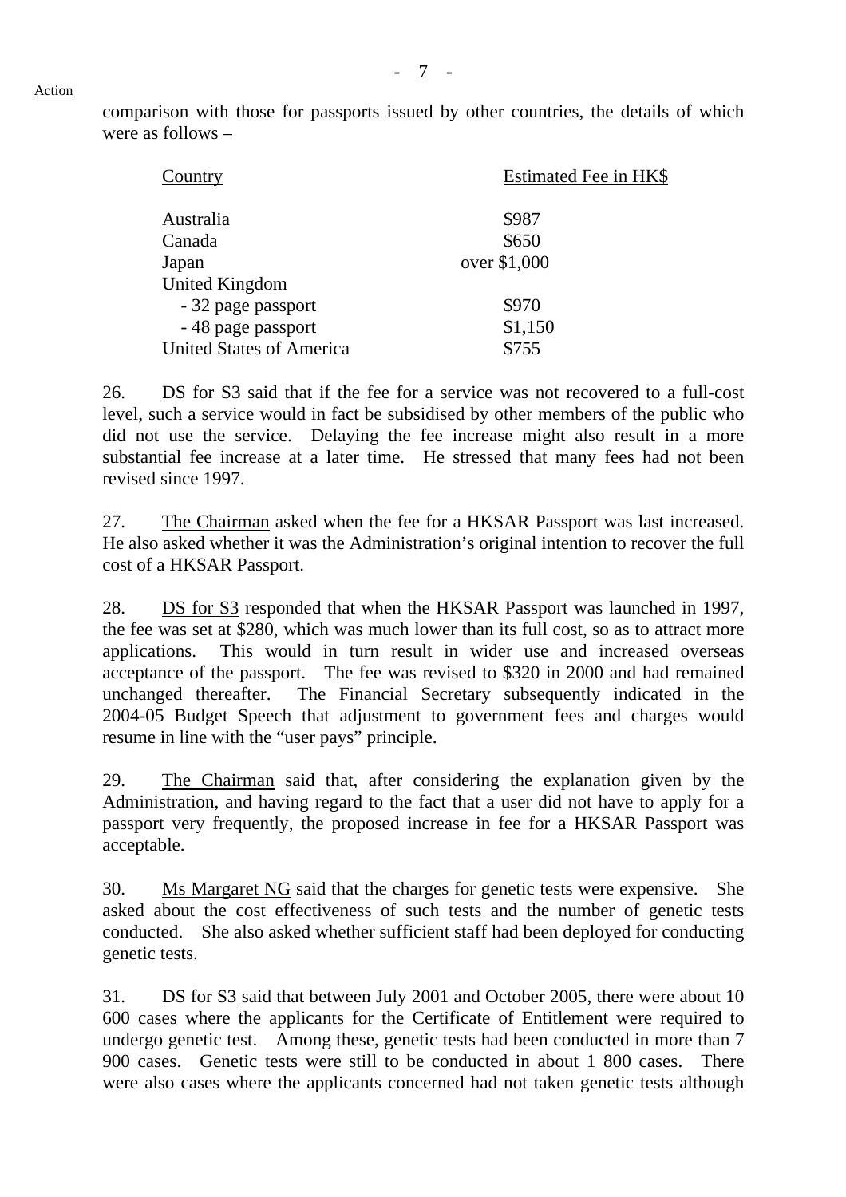Action

comparison with those for passports issued by other countries, the details of which were as follows –

| Country | Estimated Fee in HK$ |
|---|---|
| Australia | $987 |
| Canada | $650 |
| Japan | over $1,000 |
| United Kingdom | |
| - 32 page passport | $970 |
| - 48 page passport | $1,150 |
| United States of America | $755 |

26. DS for S3 said that if the fee for a service was not recovered to a full-cost level, such a service would in fact be subsidised by other members of the public who did not use the service. Delaying the fee increase might also result in a more substantial fee increase at a later time. He stressed that many fees had not been revised since 1997.

27. The Chairman asked when the fee for a HKSAR Passport was last increased. He also asked whether it was the Administration's original intention to recover the full cost of a HKSAR Passport.

28. DS for S3 responded that when the HKSAR Passport was launched in 1997, the fee was set at $280, which was much lower than its full cost, so as to attract more applications. This would in turn result in wider use and increased overseas acceptance of the passport. The fee was revised to $320 in 2000 and had remained unchanged thereafter. The Financial Secretary subsequently indicated in the 2004-05 Budget Speech that adjustment to government fees and charges would resume in line with the "user pays" principle.

29. The Chairman said that, after considering the explanation given by the Administration, and having regard to the fact that a user did not have to apply for a passport very frequently, the proposed increase in fee for a HKSAR Passport was acceptable.

30. Ms Margaret NG said that the charges for genetic tests were expensive. She asked about the cost effectiveness of such tests and the number of genetic tests conducted. She also asked whether sufficient staff had been deployed for conducting genetic tests.

31. DS for S3 said that between July 2001 and October 2005, there were about 10 600 cases where the applicants for the Certificate of Entitlement were required to undergo genetic test. Among these, genetic tests had been conducted in more than 7 900 cases. Genetic tests were still to be conducted in about 1 800 cases. There were also cases where the applicants concerned had not taken genetic tests although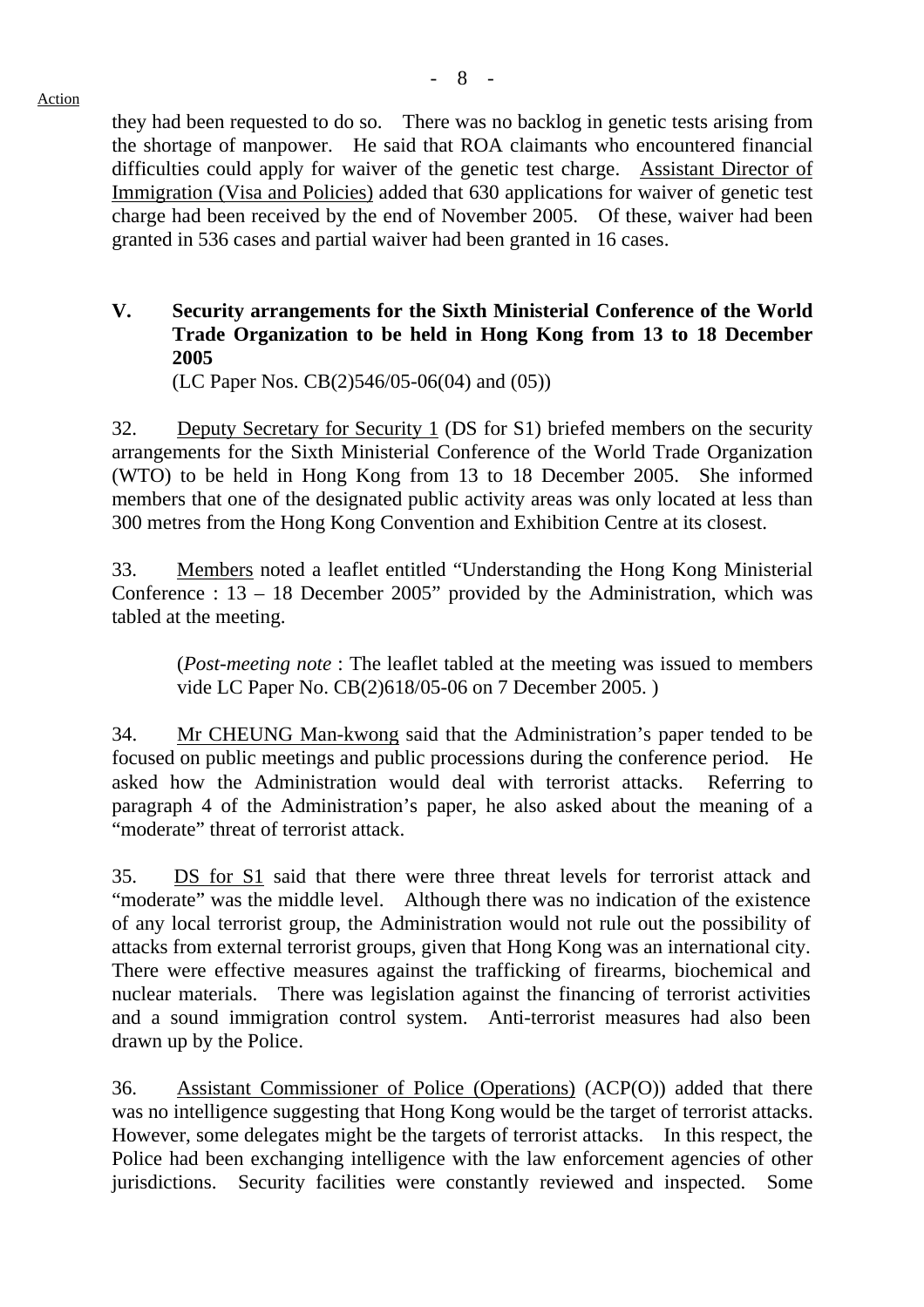they had been requested to do so. There was no backlog in genetic tests arising from the shortage of manpower. He said that ROA claimants who encountered financial difficulties could apply for waiver of the genetic test charge. Assistant Director of Immigration (Visa and Policies) added that 630 applications for waiver of genetic test charge had been received by the end of November 2005. Of these, waiver had been granted in 536 cases and partial waiver had been granted in 16 cases.

## V. Security arrangements for the Sixth Ministerial Conference of the World Trade Organization to be held in Hong Kong from 13 to 18 December 2005

(LC Paper Nos. CB(2)546/05-06(04) and (05))

32. Deputy Secretary for Security 1 (DS for S1) briefed members on the security arrangements for the Sixth Ministerial Conference of the World Trade Organization (WTO) to be held in Hong Kong from 13 to 18 December 2005. She informed members that one of the designated public activity areas was only located at less than 300 metres from the Hong Kong Convention and Exhibition Centre at its closest.

33. Members noted a leaflet entitled "Understanding the Hong Kong Ministerial Conference : 13 – 18 December 2005" provided by the Administration, which was tabled at the meeting.

> (*Post-meeting note* : The leaflet tabled at the meeting was issued to members vide LC Paper No. CB(2)618/05-06 on 7 December 2005. )

34. Mr CHEUNG Man-kwong said that the Administration's paper tended to be focused on public meetings and public processions during the conference period. He asked how the Administration would deal with terrorist attacks. Referring to paragraph 4 of the Administration's paper, he also asked about the meaning of a "moderate" threat of terrorist attack.

35. DS for S1 said that there were three threat levels for terrorist attack and "moderate" was the middle level. Although there was no indication of the existence of any local terrorist group, the Administration would not rule out the possibility of attacks from external terrorist groups, given that Hong Kong was an international city. There were effective measures against the trafficking of firearms, biochemical and nuclear materials. There was legislation against the financing of terrorist activities and a sound immigration control system. Anti-terrorist measures had also been drawn up by the Police.

36. Assistant Commissioner of Police (Operations) (ACP(O)) added that there was no intelligence suggesting that Hong Kong would be the target of terrorist attacks. However, some delegates might be the targets of terrorist attacks. In this respect, the Police had been exchanging intelligence with the law enforcement agencies of other jurisdictions. Security facilities were constantly reviewed and inspected. Some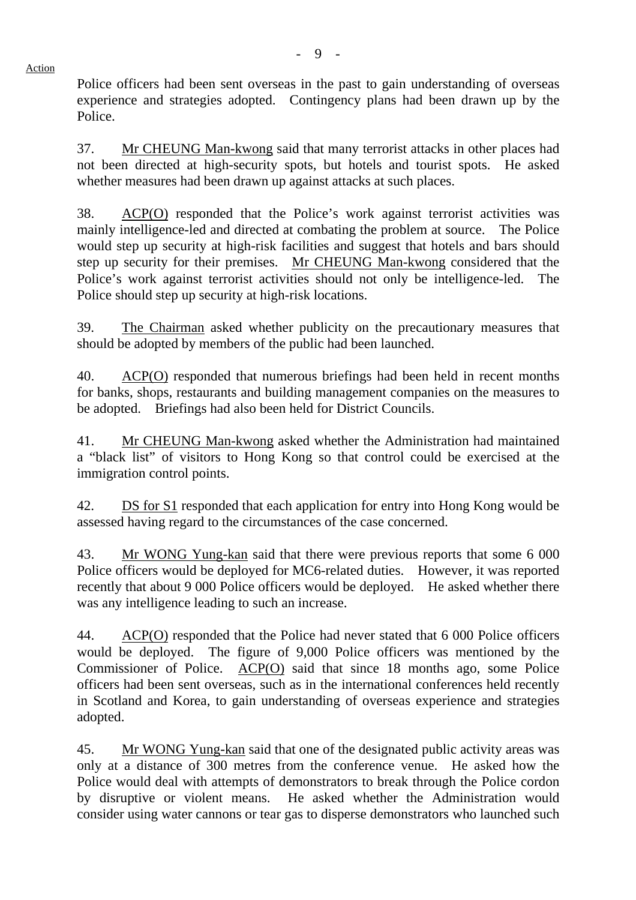Action

Police officers had been sent overseas in the past to gain understanding of overseas experience and strategies adopted. Contingency plans had been drawn up by the Police.

37. Mr CHEUNG Man-kwong said that many terrorist attacks in other places had not been directed at high-security spots, but hotels and tourist spots. He asked whether measures had been drawn up against attacks at such places.

38. ACP(O) responded that the Police's work against terrorist activities was mainly intelligence-led and directed at combating the problem at source. The Police would step up security at high-risk facilities and suggest that hotels and bars should step up security for their premises. Mr CHEUNG Man-kwong considered that the Police's work against terrorist activities should not only be intelligence-led. The Police should step up security at high-risk locations.

39. The Chairman asked whether publicity on the precautionary measures that should be adopted by members of the public had been launched.

40. ACP(O) responded that numerous briefings had been held in recent months for banks, shops, restaurants and building management companies on the measures to be adopted. Briefings had also been held for District Councils.

41. Mr CHEUNG Man-kwong asked whether the Administration had maintained a "black list" of visitors to Hong Kong so that control could be exercised at the immigration control points.

42. DS for S1 responded that each application for entry into Hong Kong would be assessed having regard to the circumstances of the case concerned.

43. Mr WONG Yung-kan said that there were previous reports that some 6 000 Police officers would be deployed for MC6-related duties. However, it was reported recently that about 9 000 Police officers would be deployed. He asked whether there was any intelligence leading to such an increase.

44. ACP(O) responded that the Police had never stated that 6 000 Police officers would be deployed. The figure of 9,000 Police officers was mentioned by the Commissioner of Police. ACP(O) said that since 18 months ago, some Police officers had been sent overseas, such as in the international conferences held recently in Scotland and Korea, to gain understanding of overseas experience and strategies adopted.

45. Mr WONG Yung-kan said that one of the designated public activity areas was only at a distance of 300 metres from the conference venue. He asked how the Police would deal with attempts of demonstrators to break through the Police cordon by disruptive or violent means. He asked whether the Administration would consider using water cannons or tear gas to disperse demonstrators who launched such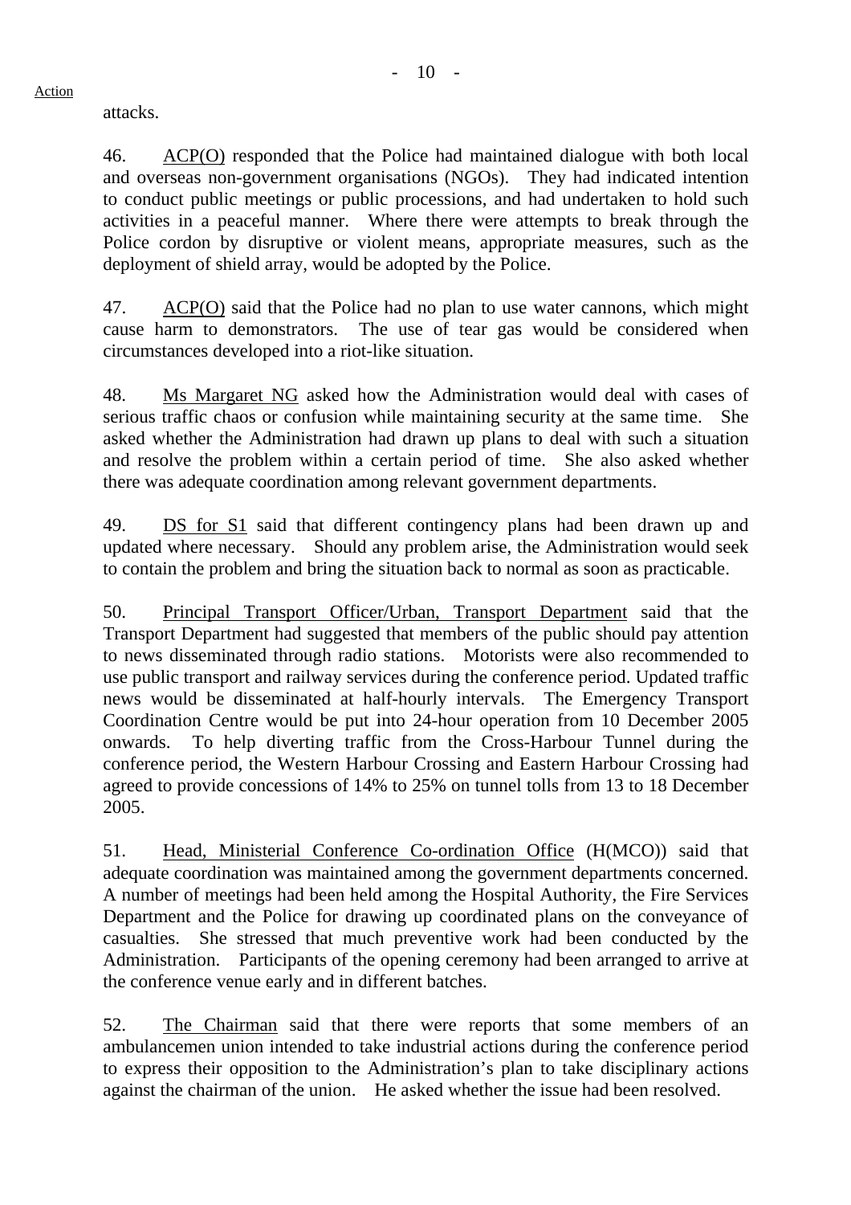attacks.

46. ACP(O) responded that the Police had maintained dialogue with both local and overseas non-government organisations (NGOs). They had indicated intention to conduct public meetings or public processions, and had undertaken to hold such activities in a peaceful manner. Where there were attempts to break through the Police cordon by disruptive or violent means, appropriate measures, such as the deployment of shield array, would be adopted by the Police.

47. ACP(O) said that the Police had no plan to use water cannons, which might cause harm to demonstrators. The use of tear gas would be considered when circumstances developed into a riot-like situation.

48. Ms Margaret NG asked how the Administration would deal with cases of serious traffic chaos or confusion while maintaining security at the same time. She asked whether the Administration had drawn up plans to deal with such a situation and resolve the problem within a certain period of time. She also asked whether there was adequate coordination among relevant government departments.

49. DS for S1 said that different contingency plans had been drawn up and updated where necessary. Should any problem arise, the Administration would seek to contain the problem and bring the situation back to normal as soon as practicable.

50. Principal Transport Officer/Urban, Transport Department said that the Transport Department had suggested that members of the public should pay attention to news disseminated through radio stations. Motorists were also recommended to use public transport and railway services during the conference period. Updated traffic news would be disseminated at half-hourly intervals. The Emergency Transport Coordination Centre would be put into 24-hour operation from 10 December 2005 onwards. To help diverting traffic from the Cross-Harbour Tunnel during the conference period, the Western Harbour Crossing and Eastern Harbour Crossing had agreed to provide concessions of 14% to 25% on tunnel tolls from 13 to 18 December 2005.

51. Head, Ministerial Conference Co-ordination Office (H(MCO)) said that adequate coordination was maintained among the government departments concerned. A number of meetings had been held among the Hospital Authority, the Fire Services Department and the Police for drawing up coordinated plans on the conveyance of casualties. She stressed that much preventive work had been conducted by the Administration. Participants of the opening ceremony had been arranged to arrive at the conference venue early and in different batches.

52. The Chairman said that there were reports that some members of an ambulancemen union intended to take industrial actions during the conference period to express their opposition to the Administration's plan to take disciplinary actions against the chairman of the union. He asked whether the issue had been resolved.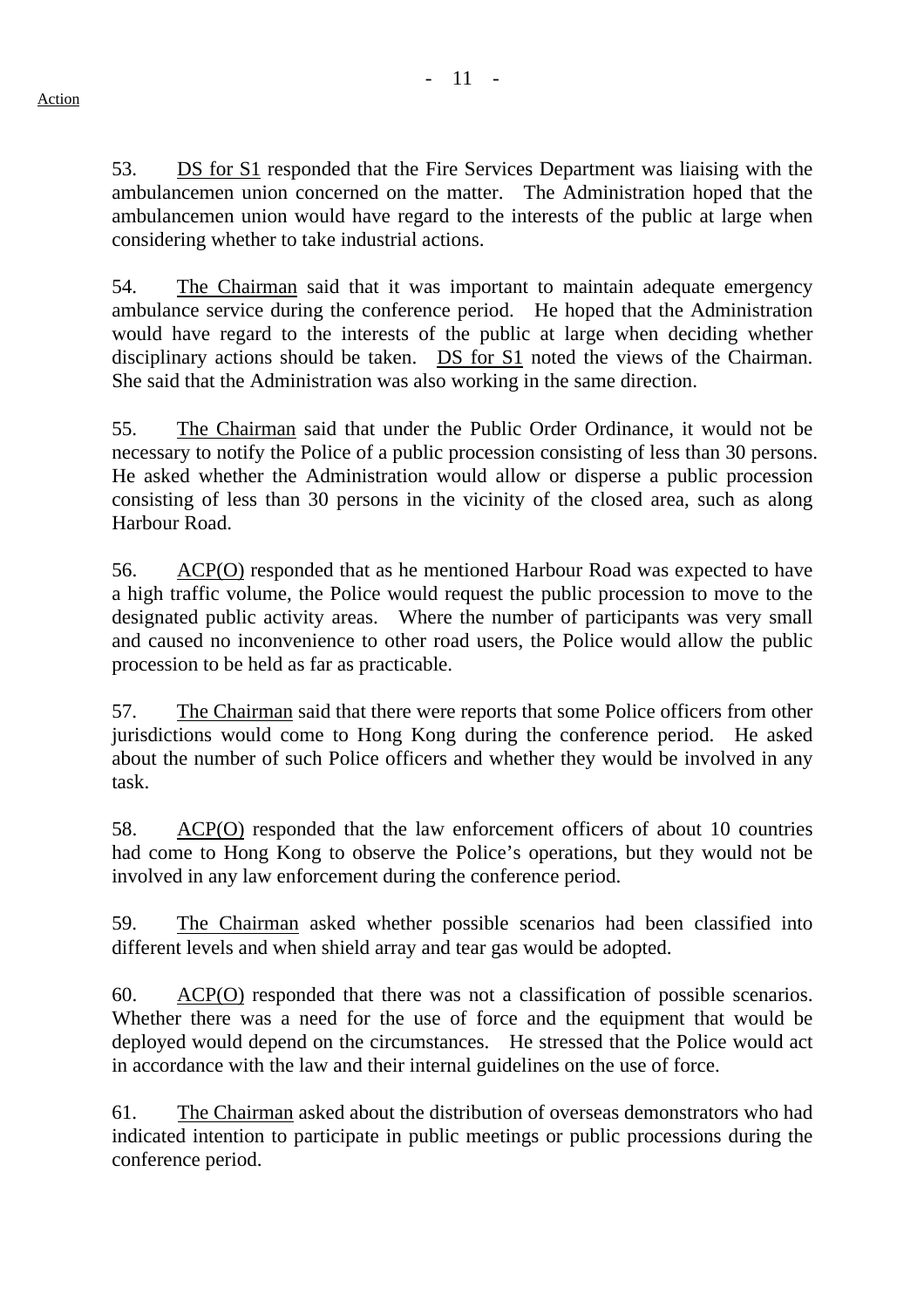53. DS for S1 responded that the Fire Services Department was liaising with the ambulancemen union concerned on the matter. The Administration hoped that the ambulancemen union would have regard to the interests of the public at large when considering whether to take industrial actions.

54. The Chairman said that it was important to maintain adequate emergency ambulance service during the conference period. He hoped that the Administration would have regard to the interests of the public at large when deciding whether disciplinary actions should be taken. DS for S1 noted the views of the Chairman. She said that the Administration was also working in the same direction.

55. The Chairman said that under the Public Order Ordinance, it would not be necessary to notify the Police of a public procession consisting of less than 30 persons. He asked whether the Administration would allow or disperse a public procession consisting of less than 30 persons in the vicinity of the closed area, such as along Harbour Road.

56. ACP(O) responded that as he mentioned Harbour Road was expected to have a high traffic volume, the Police would request the public procession to move to the designated public activity areas. Where the number of participants was very small and caused no inconvenience to other road users, the Police would allow the public procession to be held as far as practicable.

57. The Chairman said that there were reports that some Police officers from other jurisdictions would come to Hong Kong during the conference period. He asked about the number of such Police officers and whether they would be involved in any task.

58. ACP(O) responded that the law enforcement officers of about 10 countries had come to Hong Kong to observe the Police's operations, but they would not be involved in any law enforcement during the conference period.

59. The Chairman asked whether possible scenarios had been classified into different levels and when shield array and tear gas would be adopted.

60. ACP(O) responded that there was not a classification of possible scenarios. Whether there was a need for the use of force and the equipment that would be deployed would depend on the circumstances. He stressed that the Police would act in accordance with the law and their internal guidelines on the use of force.

61. The Chairman asked about the distribution of overseas demonstrators who had indicated intention to participate in public meetings or public processions during the conference period.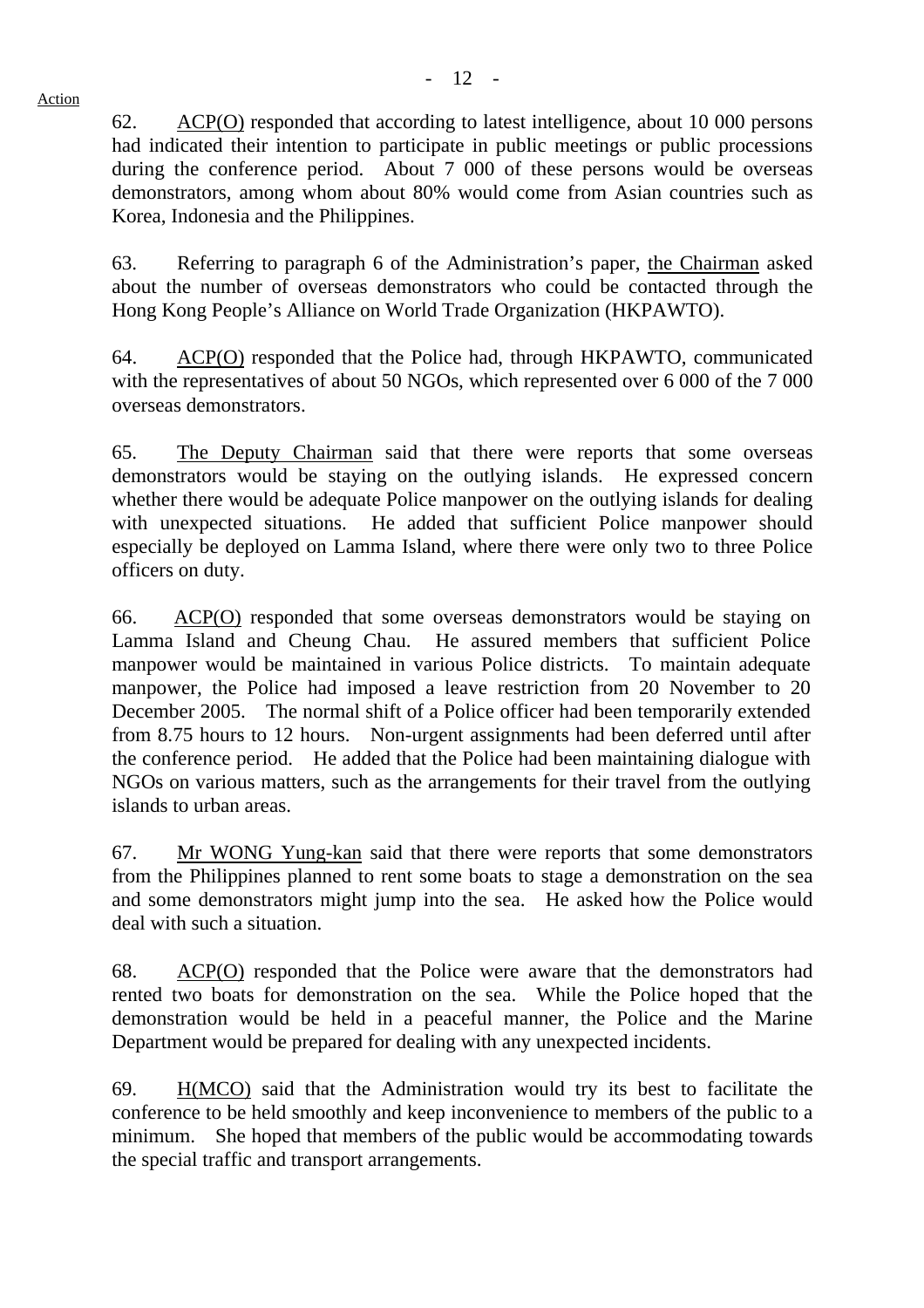62. ACP(O) responded that according to latest intelligence, about 10 000 persons had indicated their intention to participate in public meetings or public processions during the conference period. About 7 000 of these persons would be overseas demonstrators, among whom about 80% would come from Asian countries such as Korea, Indonesia and the Philippines.

63. Referring to paragraph 6 of the Administration's paper, the Chairman asked about the number of overseas demonstrators who could be contacted through the Hong Kong People's Alliance on World Trade Organization (HKPAWTO).

64. ACP(O) responded that the Police had, through HKPAWTO, communicated with the representatives of about 50 NGOs, which represented over 6 000 of the 7 000 overseas demonstrators.

65. The Deputy Chairman said that there were reports that some overseas demonstrators would be staying on the outlying islands. He expressed concern whether there would be adequate Police manpower on the outlying islands for dealing with unexpected situations. He added that sufficient Police manpower should especially be deployed on Lamma Island, where there were only two to three Police officers on duty.

66. ACP(O) responded that some overseas demonstrators would be staying on Lamma Island and Cheung Chau. He assured members that sufficient Police manpower would be maintained in various Police districts. To maintain adequate manpower, the Police had imposed a leave restriction from 20 November to 20 December 2005. The normal shift of a Police officer had been temporarily extended from 8.75 hours to 12 hours. Non-urgent assignments had been deferred until after the conference period. He added that the Police had been maintaining dialogue with NGOs on various matters, such as the arrangements for their travel from the outlying islands to urban areas.

67. Mr WONG Yung-kan said that there were reports that some demonstrators from the Philippines planned to rent some boats to stage a demonstration on the sea and some demonstrators might jump into the sea. He asked how the Police would deal with such a situation.

68. ACP(O) responded that the Police were aware that the demonstrators had rented two boats for demonstration on the sea. While the Police hoped that the demonstration would be held in a peaceful manner, the Police and the Marine Department would be prepared for dealing with any unexpected incidents.

69. H(MCO) said that the Administration would try its best to facilitate the conference to be held smoothly and keep inconvenience to members of the public to a minimum. She hoped that members of the public would be accommodating towards the special traffic and transport arrangements.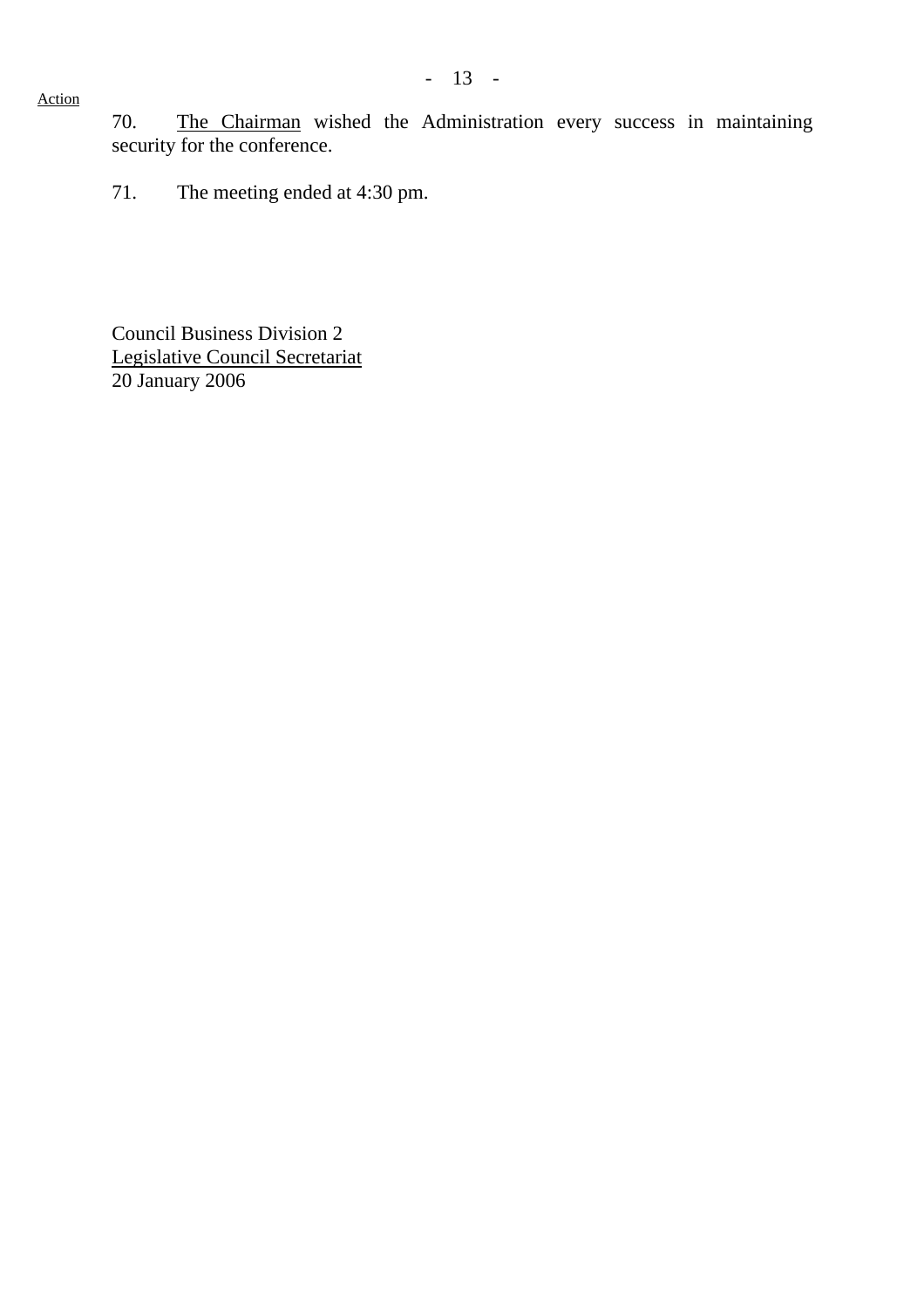Action

70. The Chairman wished the Administration every success in maintaining security for the conference.

71. The meeting ended at 4:30 pm.

Council Business Division 2
Legislative Council Secretariat
20 January 2006